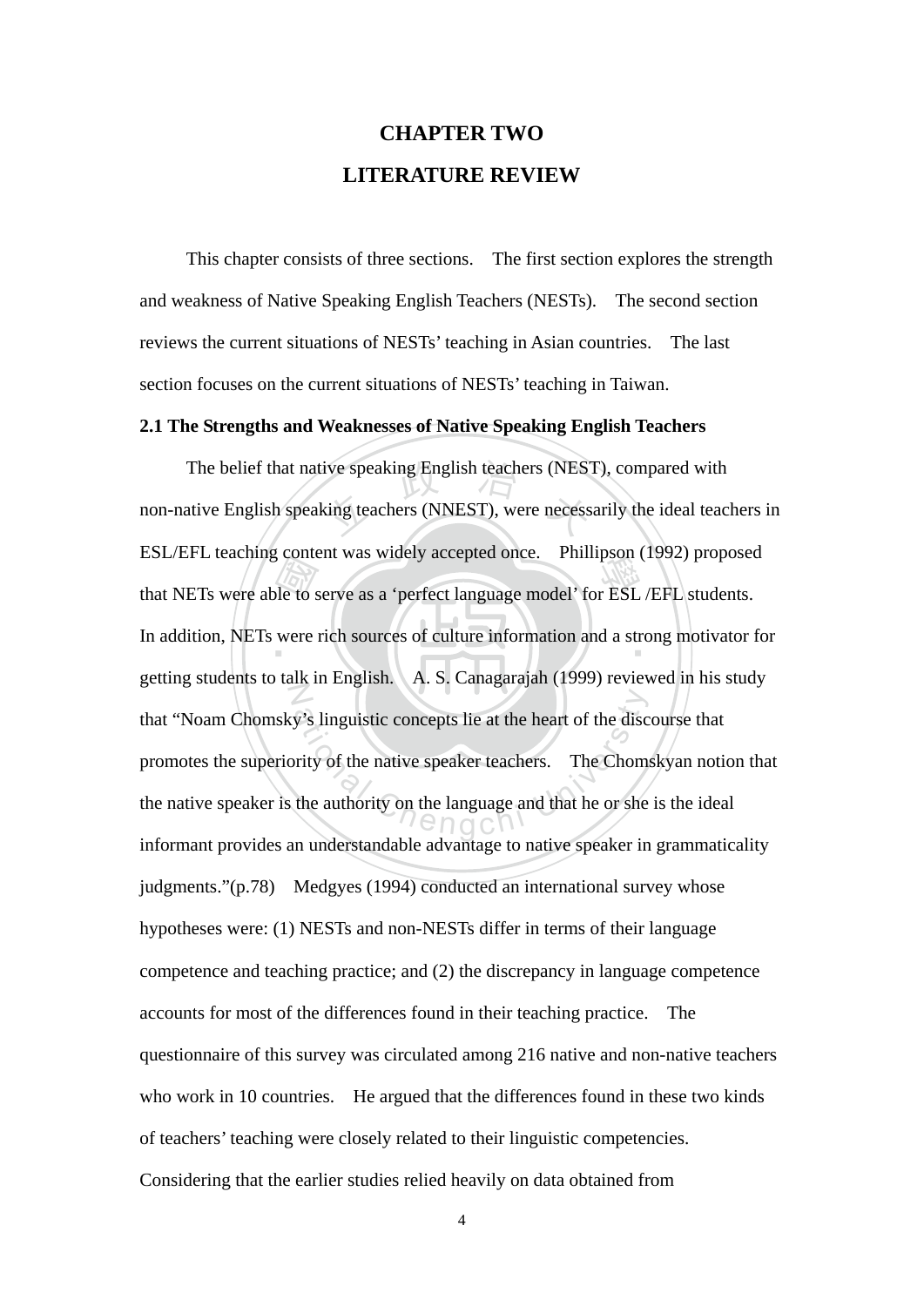# CHAPTER TWO

# LITERATURE REVIEW

This chapter consists of three sections. The first section explores the strength and weakness of Native Speaking English Teachers (NESTs). The second section reviews the current situations of NESTs' teaching in Asian countries. The last section focuses on the current situations of NESTs' teaching in Taiwan.

### 2.1 The Strengths and Weaknesses of Native Speaking English Teachers

The belief that native speaking English teachers (NEST), compared with non-native English speaking teachers (NNEST), were necessarily the ideal teachers in ESL/EFL teaching content was widely accepted once. Phillipson (1992) proposed that NETs were able to serve as a 'perfect language model' for ESL /EFL students. In addition, NETs were rich sources of culture information and a strong motivator for getting students to talk in English. A. S. Canagarajah (1999) reviewed in his study that "Noam Chomsky's linguistic concepts lie at the heart of the discourse that promotes the superiority of the native speaker teachers. The Chomskyan notion that the native speaker is the authority on the language and that he or she is the ideal informant provides an understandable advantage to native speaker in grammaticality judgments."(p.78) Medgyes (1994) conducted an international survey whose hypotheses were: (1) NESTs and non-NESTs differ in terms of their language competence and teaching practice; and (2) the discrepancy in language competence accounts for most of the differences found in their teaching practice. The questionnaire of this survey was circulated among 216 native and non-native teachers who work in 10 countries. He argued that the differences found in these two kinds of teachers' teaching were closely related to their linguistic competencies. Considering that the earlier studies relied heavily on data obtained from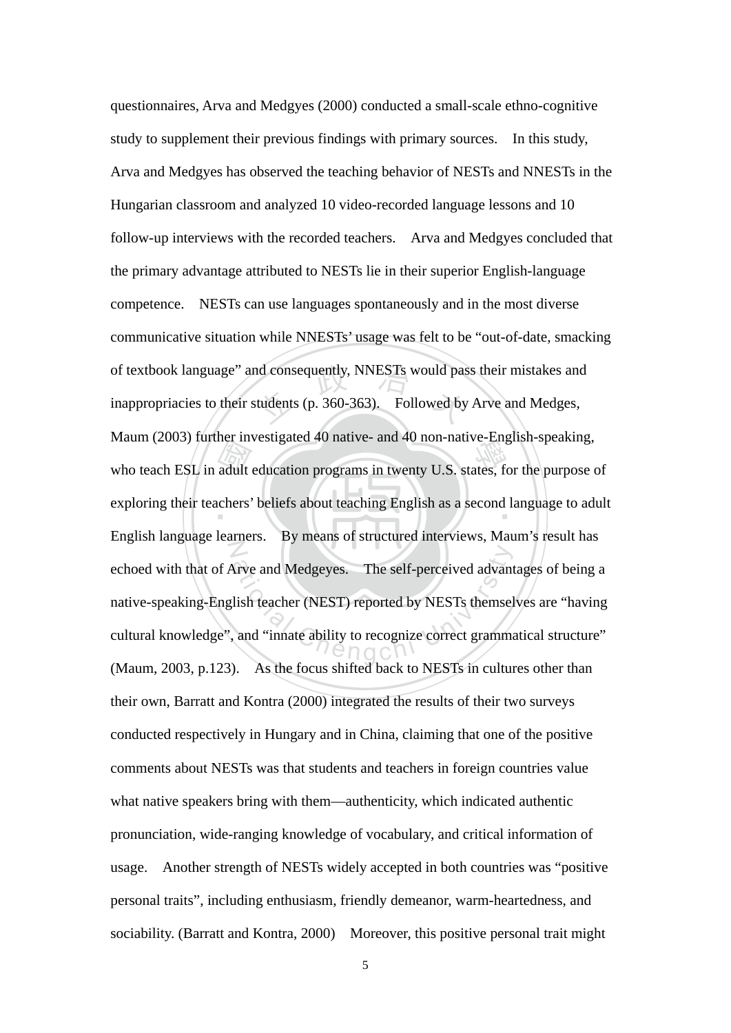questionnaires, Arva and Medgyes (2000) conducted a small-scale ethno-cognitive study to supplement their previous findings with primary sources. In this study, Arva and Medgyes has observed the teaching behavior of NESTs and NNESTs in the Hungarian classroom and analyzed 10 video-recorded language lessons and 10 follow-up interviews with the recorded teachers. Arva and Medgyes concluded that the primary advantage attributed to NESTs lie in their superior English-language competence. NESTs can use languages spontaneously and in the most diverse communicative situation while NNESTs' usage was felt to be "out-of-date, smacking of textbook language" and consequently, NNESTs would pass their mistakes and inappropriacies to their students (p. 360-363). Followed by Arve and Medges, Maum (2003) further investigated 40 native- and 40 non-native-English-speaking, who teach ESL in adult education programs in twenty U.S. states, for the purpose of exploring their teachers' beliefs about teaching English as a second language to adult English language learners. By means of structured interviews, Maum's result has echoed with that of Arve and Medgeyes. The self-perceived advantages of being a native-speaking-English teacher (NEST) reported by NESTs themselves are "having cultural knowledge", and "innate ability to recognize correct grammatical structure" (Maum, 2003, p.123). As the focus shifted back to NESTs in cultures other than their own, Barratt and Kontra (2000) integrated the results of their two surveys conducted respectively in Hungary and in China, claiming that one of the positive comments about NESTs was that students and teachers in foreign countries value what native speakers bring with them—authenticity, which indicated authentic pronunciation, wide-ranging knowledge of vocabulary, and critical information of usage. Another strength of NESTs widely accepted in both countries was "positive personal traits", including enthusiasm, friendly demeanor, warm-heartedness, and sociability. (Barratt and Kontra, 2000) Moreover, this positive personal trait might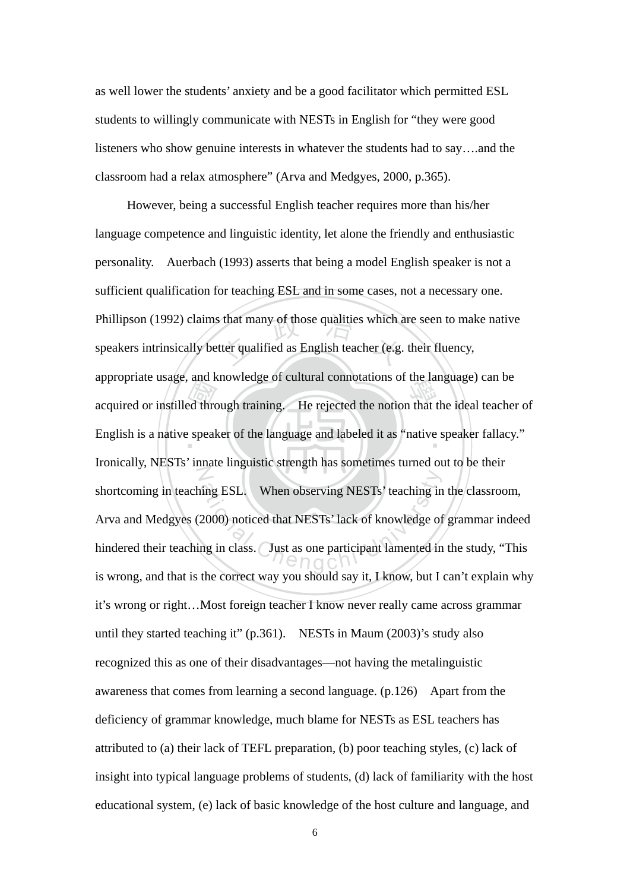as well lower the students' anxiety and be a good facilitator which permitted ESL students to willingly communicate with NESTs in English for "they were good listeners who show genuine interests in whatever the students had to say….and the classroom had a relax atmosphere" (Arva and Medgyes, 2000, p.365).

However, being a successful English teacher requires more than his/her language competence and linguistic identity, let alone the friendly and enthusiastic personality. Auerbach (1993) asserts that being a model English speaker is not a sufficient qualification for teaching ESL and in some cases, not a necessary one. Phillipson (1992) claims that many of those qualities which are seen to make native speakers intrinsically better qualified as English teacher (e.g. their fluency, appropriate usage, and knowledge of cultural connotations of the language) can be acquired or instilled through training. He rejected the notion that the ideal teacher of English is a native speaker of the language and labeled it as "native speaker fallacy." Ironically, NESTs' innate linguistic strength has sometimes turned out to be their shortcoming in teaching ESL. When observing NESTs' teaching in the classroom, Arva and Medgyes (2000) noticed that NESTs' lack of knowledge of grammar indeed hindered their teaching in class. Just as one participant lamented in the study, "This is wrong, and that is the correct way you should say it, I know, but I can't explain why it's wrong or right…Most foreign teacher I know never really came across grammar until they started teaching it" (p.361). NESTs in Maum (2003)'s study also recognized this as one of their disadvantages—not having the metalinguistic awareness that comes from learning a second language. (p.126) Apart from the deficiency of grammar knowledge, much blame for NESTs as ESL teachers has attributed to (a) their lack of TEFL preparation, (b) poor teaching styles, (c) lack of insight into typical language problems of students, (d) lack of familiarity with the host educational system, (e) lack of basic knowledge of the host culture and language, and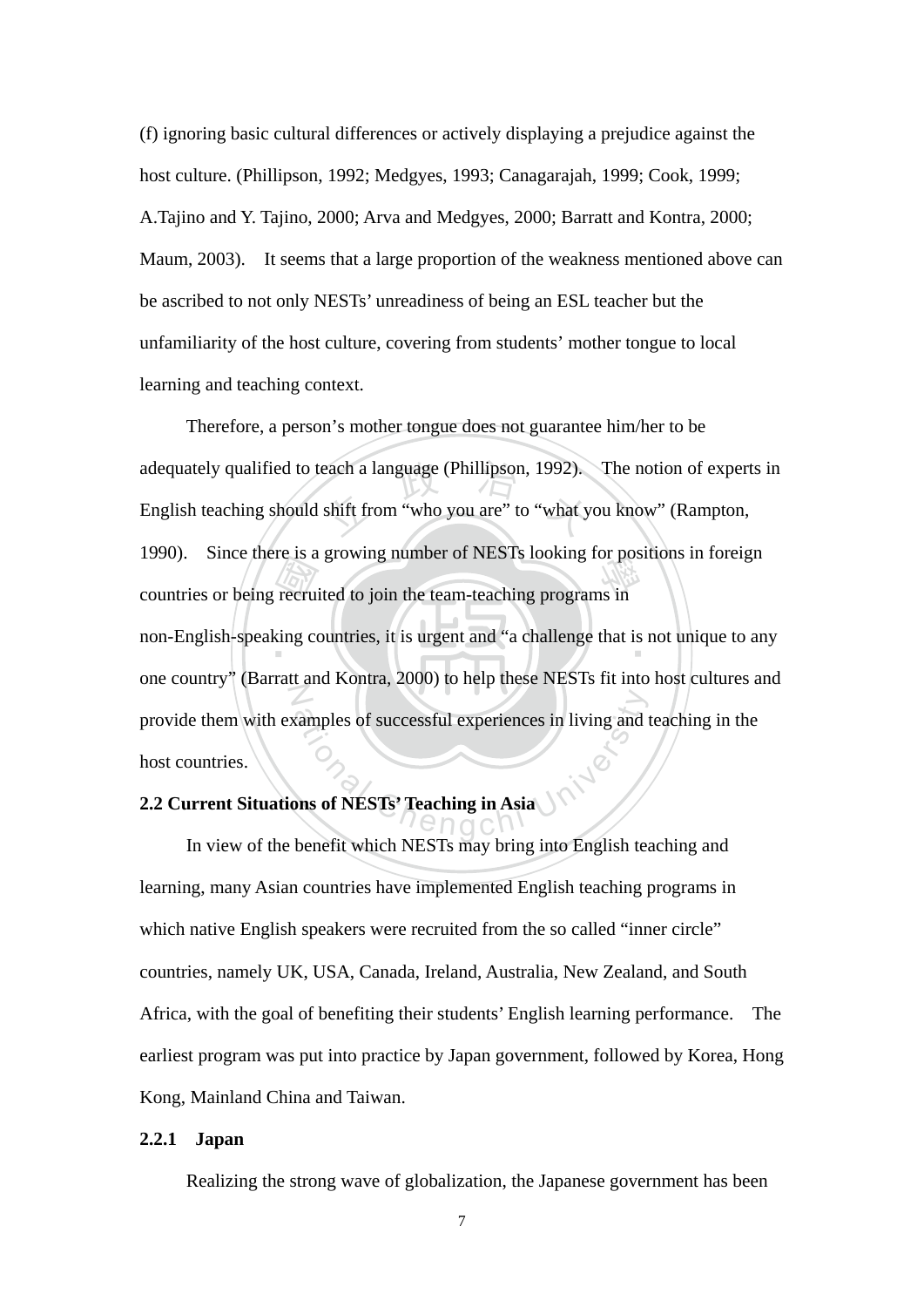(f) ignoring basic cultural differences or actively displaying a prejudice against the host culture. (Phillipson, 1992; Medgyes, 1993; Canagarajah, 1999; Cook, 1999; A.Tajino and Y. Tajino, 2000; Arva and Medgyes, 2000; Barratt and Kontra, 2000; Maum, 2003). It seems that a large proportion of the weakness mentioned above can be ascribed to not only NESTs' unreadiness of being an ESL teacher but the unfamiliarity of the host culture, covering from students' mother tongue to local learning and teaching context.

Therefore, a person's mother tongue does not guarantee him/her to be adequately qualified to teach a language (Phillipson, 1992). The notion of experts in English teaching should shift from "who you are" to "what you know" (Rampton, 1990). Since there is a growing number of NESTs looking for positions in foreign countries or being recruited to join the team-teaching programs in non-English-speaking countries, it is urgent and "a challenge that is not unique to any one country" (Barratt and Kontra, 2000) to help these NESTs fit into host cultures and provide them with examples of successful experiences in living and teaching in the host countries.

## 2.2 Current Situations of NESTs' Teaching in Asia

In view of the benefit which NESTs may bring into English teaching and learning, many Asian countries have implemented English teaching programs in which native English speakers were recruited from the so called "inner circle" countries, namely UK, USA, Canada, Ireland, Australia, New Zealand, and South Africa, with the goal of benefiting their students' English learning performance. The earliest program was put into practice by Japan government, followed by Korea, Hong Kong, Mainland China and Taiwan.

### 2.2.1 Japan

Realizing the strong wave of globalization, the Japanese government has been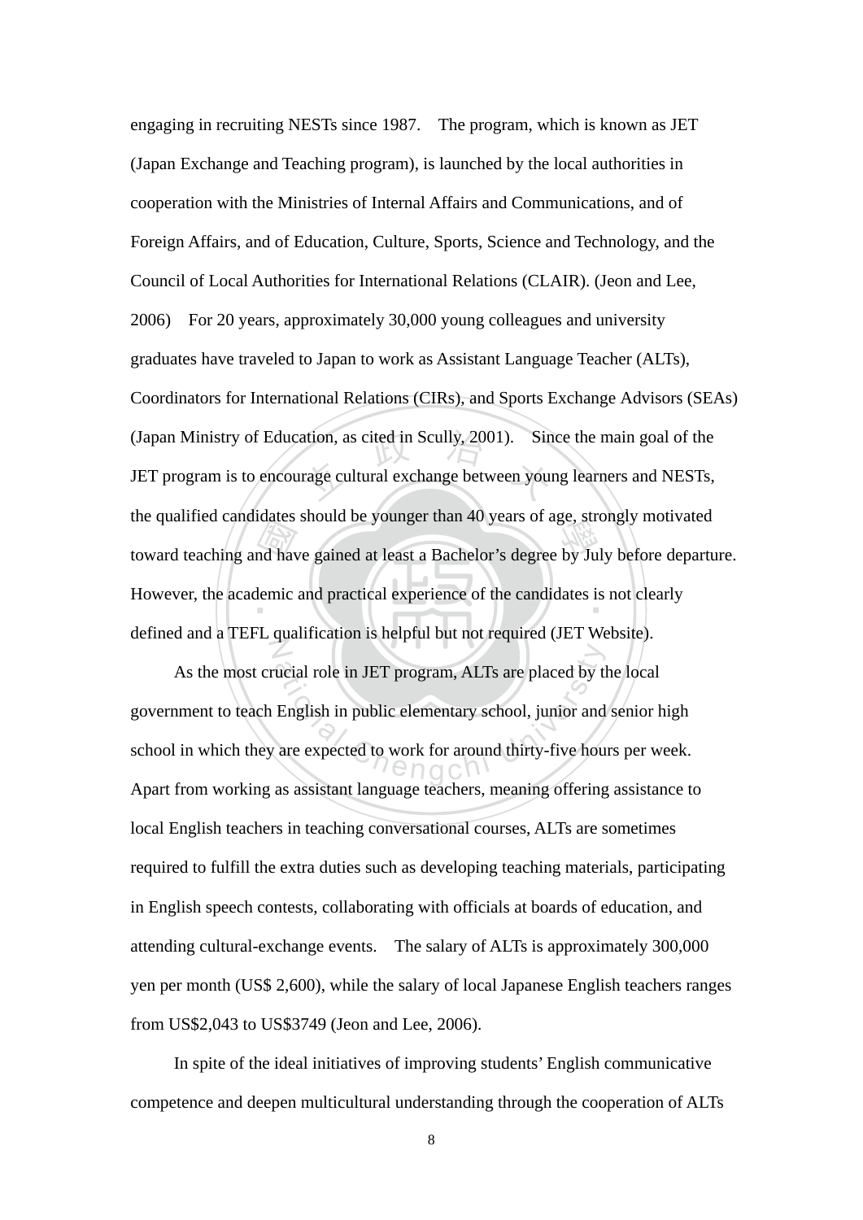engaging in recruiting NESTs since 1987. The program, which is known as JET (Japan Exchange and Teaching program), is launched by the local authorities in cooperation with the Ministries of Internal Affairs and Communications, and of Foreign Affairs, and of Education, Culture, Sports, Science and Technology, and the Council of Local Authorities for International Relations (CLAIR). (Jeon and Lee, 2006) For 20 years, approximately 30,000 young colleagues and university graduates have traveled to Japan to work as Assistant Language Teacher (ALTs), Coordinators for International Relations (CIRs), and Sports Exchange Advisors (SEAs) (Japan Ministry of Education, as cited in Scully, 2001). Since the main goal of the JET program is to encourage cultural exchange between young learners and NESTs, the qualified candidates should be younger than 40 years of age, strongly motivated toward teaching and have gained at least a Bachelor's degree by July before departure. However, the academic and practical experience of the candidates is not clearly defined and a TEFL qualification is helpful but not required (JET Website).

As the most crucial role in JET program, ALTs are placed by the local government to teach English in public elementary school, junior and senior high school in which they are expected to work for around thirty-five hours per week. Apart from working as assistant language teachers, meaning offering assistance to local English teachers in teaching conversational courses, ALTs are sometimes required to fulfill the extra duties such as developing teaching materials, participating in English speech contests, collaborating with officials at boards of education, and attending cultural-exchange events. The salary of ALTs is approximately 300,000 yen per month (US$ 2,600), while the salary of local Japanese English teachers ranges from US$2,043 to US$3749 (Jeon and Lee, 2006).

In spite of the ideal initiatives of improving students' English communicative competence and deepen multicultural understanding through the cooperation of ALTs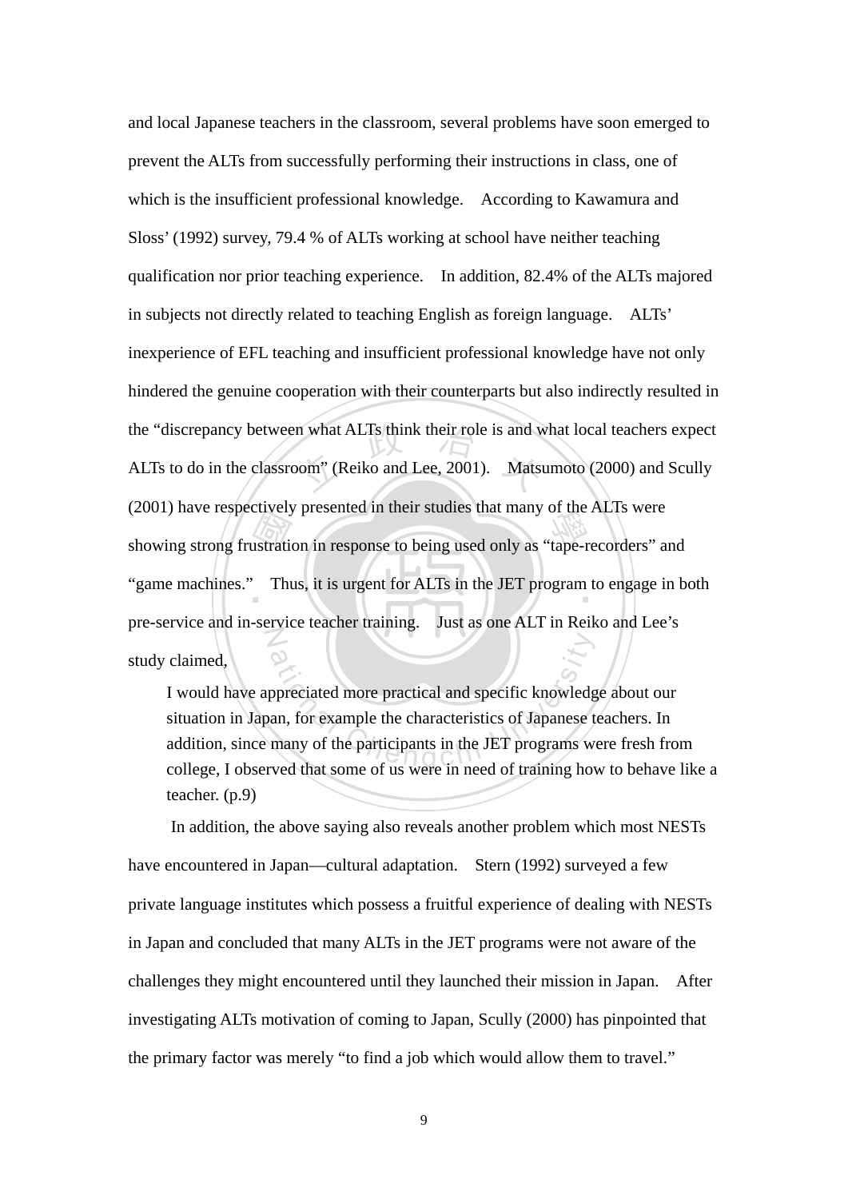and local Japanese teachers in the classroom, several problems have soon emerged to prevent the ALTs from successfully performing their instructions in class, one of which is the insufficient professional knowledge. According to Kawamura and Sloss' (1992) survey, 79.4 % of ALTs working at school have neither teaching qualification nor prior teaching experience. In addition, 82.4% of the ALTs majored in subjects not directly related to teaching English as foreign language. ALTs' inexperience of EFL teaching and insufficient professional knowledge have not only hindered the genuine cooperation with their counterparts but also indirectly resulted in the "discrepancy between what ALTs think their role is and what local teachers expect ALTs to do in the classroom" (Reiko and Lee, 2001). Matsumoto (2000) and Scully (2001) have respectively presented in their studies that many of the ALTs were showing strong frustration in response to being used only as "tape-recorders" and "game machines." Thus, it is urgent for ALTs in the JET program to engage in both pre-service and in-service teacher training. Just as one ALT in Reiko and Lee's study claimed,

> I would have appreciated more practical and specific knowledge about our situation in Japan, for example the characteristics of Japanese teachers. In addition, since many of the participants in the JET programs were fresh from college, I observed that some of us were in need of training how to behave like a teacher. (p.9)

In addition, the above saying also reveals another problem which most NESTs have encountered in Japan—cultural adaptation. Stern (1992) surveyed a few private language institutes which possess a fruitful experience of dealing with NESTs in Japan and concluded that many ALTs in the JET programs were not aware of the challenges they might encountered until they launched their mission in Japan. After investigating ALTs motivation of coming to Japan, Scully (2000) has pinpointed that the primary factor was merely "to find a job which would allow them to travel."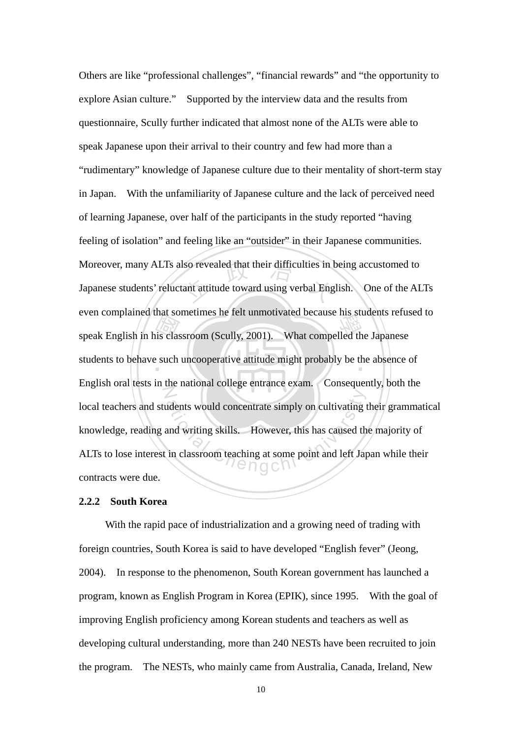Others are like "professional challenges", "financial rewards" and "the opportunity to explore Asian culture." Supported by the interview data and the results from questionnaire, Scully further indicated that almost none of the ALTs were able to speak Japanese upon their arrival to their country and few had more than a "rudimentary" knowledge of Japanese culture due to their mentality of short-term stay in Japan. With the unfamiliarity of Japanese culture and the lack of perceived need of learning Japanese, over half of the participants in the study reported "having feeling of isolation" and feeling like an "outsider" in their Japanese communities. Moreover, many ALTs also revealed that their difficulties in being accustomed to Japanese students' reluctant attitude toward using verbal English. One of the ALTs even complained that sometimes he felt unmotivated because his students refused to speak English in his classroom (Scully, 2001). What compelled the Japanese students to behave such uncooperative attitude might probably be the absence of English oral tests in the national college entrance exam. Consequently, both the local teachers and students would concentrate simply on cultivating their grammatical knowledge, reading and writing skills. However, this has caused the majority of ALTs to lose interest in classroom teaching at some point and left Japan while their contracts were due.

### 2.2.2 South Korea

With the rapid pace of industrialization and a growing need of trading with foreign countries, South Korea is said to have developed "English fever" (Jeong, 2004). In response to the phenomenon, South Korean government has launched a program, known as English Program in Korea (EPIK), since 1995. With the goal of improving English proficiency among Korean students and teachers as well as developing cultural understanding, more than 240 NESTs have been recruited to join the program. The NESTs, who mainly came from Australia, Canada, Ireland, New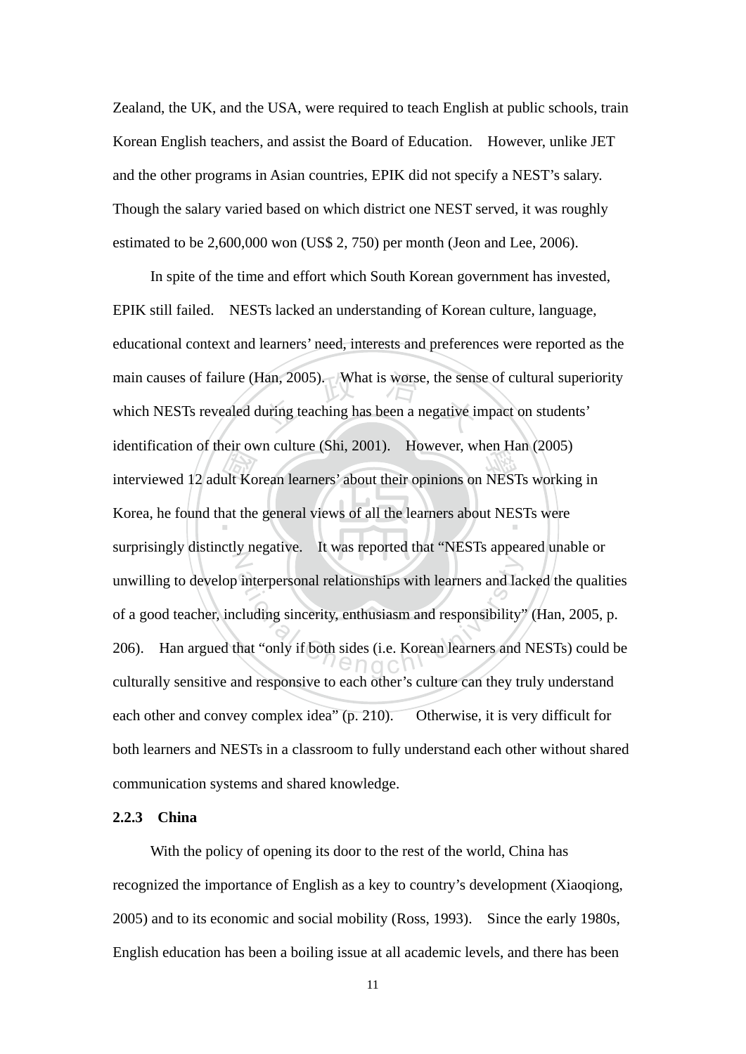Zealand, the UK, and the USA, were required to teach English at public schools, train Korean English teachers, and assist the Board of Education. However, unlike JET and the other programs in Asian countries, EPIK did not specify a NEST's salary. Though the salary varied based on which district one NEST served, it was roughly estimated to be 2,600,000 won (US$ 2, 750) per month (Jeon and Lee, 2006).

In spite of the time and effort which South Korean government has invested, EPIK still failed. NESTs lacked an understanding of Korean culture, language, educational context and learners' need, interests and preferences were reported as the main causes of failure (Han, 2005). What is worse, the sense of cultural superiority which NESTs revealed during teaching has been a negative impact on students' identification of their own culture (Shi, 2001). However, when Han (2005) interviewed 12 adult Korean learners' about their opinions on NESTs working in Korea, he found that the general views of all the learners about NESTs were surprisingly distinctly negative. It was reported that "NESTs appeared unable or unwilling to develop interpersonal relationships with learners and lacked the qualities of a good teacher, including sincerity, enthusiasm and responsibility" (Han, 2005, p. 206). Han argued that "only if both sides (i.e. Korean learners and NESTs) could be culturally sensitive and responsive to each other's culture can they truly understand each other and convey complex idea" (p. 210). Otherwise, it is very difficult for both learners and NESTs in a classroom to fully understand each other without shared communication systems and shared knowledge.

**2.2.3 China**

With the policy of opening its door to the rest of the world, China has recognized the importance of English as a key to country's development (Xiaoqiong, 2005) and to its economic and social mobility (Ross, 1993). Since the early 1980s, English education has been a boiling issue at all academic levels, and there has been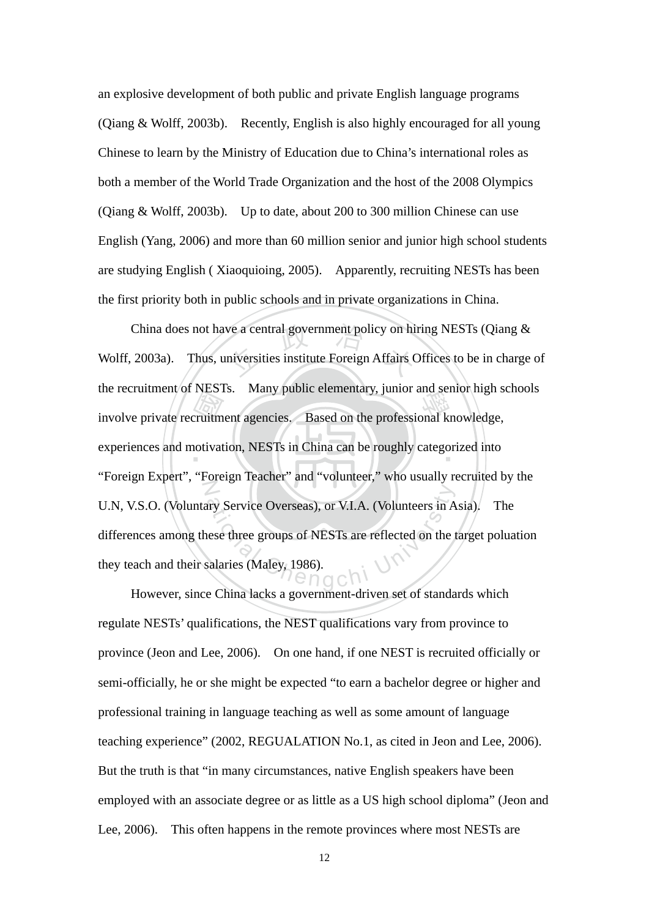an explosive development of both public and private English language programs (Qiang & Wolff, 2003b). Recently, English is also highly encouraged for all young Chinese to learn by the Ministry of Education due to China's international roles as both a member of the World Trade Organization and the host of the 2008 Olympics (Qiang & Wolff, 2003b). Up to date, about 200 to 300 million Chinese can use English (Yang, 2006) and more than 60 million senior and junior high school students are studying English ( Xiaoquioing, 2005). Apparently, recruiting NESTs has been the first priority both in public schools and in private organizations in China.

China does not have a central government policy on hiring NESTs (Qiang & Wolff, 2003a). Thus, universities institute Foreign Affairs Offices to be in charge of the recruitment of NESTs. Many public elementary, junior and senior high schools involve private recruitment agencies. Based on the professional knowledge, experiences and motivation, NESTs in China can be roughly categorized into "Foreign Expert", "Foreign Teacher" and "volunteer," who usually recruited by the U.N, V.S.O. (Voluntary Service Overseas), or V.I.A. (Volunteers in Asia). The differences among these three groups of NESTs are reflected on the target poluation they teach and their salaries (Maley, 1986).

However, since China lacks a government-driven set of standards which regulate NESTs' qualifications, the NEST qualifications vary from province to province (Jeon and Lee, 2006). On one hand, if one NEST is recruited officially or semi-officially, he or she might be expected "to earn a bachelor degree or higher and professional training in language teaching as well as some amount of language teaching experience" (2002, REGUALATION No.1, as cited in Jeon and Lee, 2006). But the truth is that "in many circumstances, native English speakers have been employed with an associate degree or as little as a US high school diploma" (Jeon and Lee, 2006). This often happens in the remote provinces where most NESTs are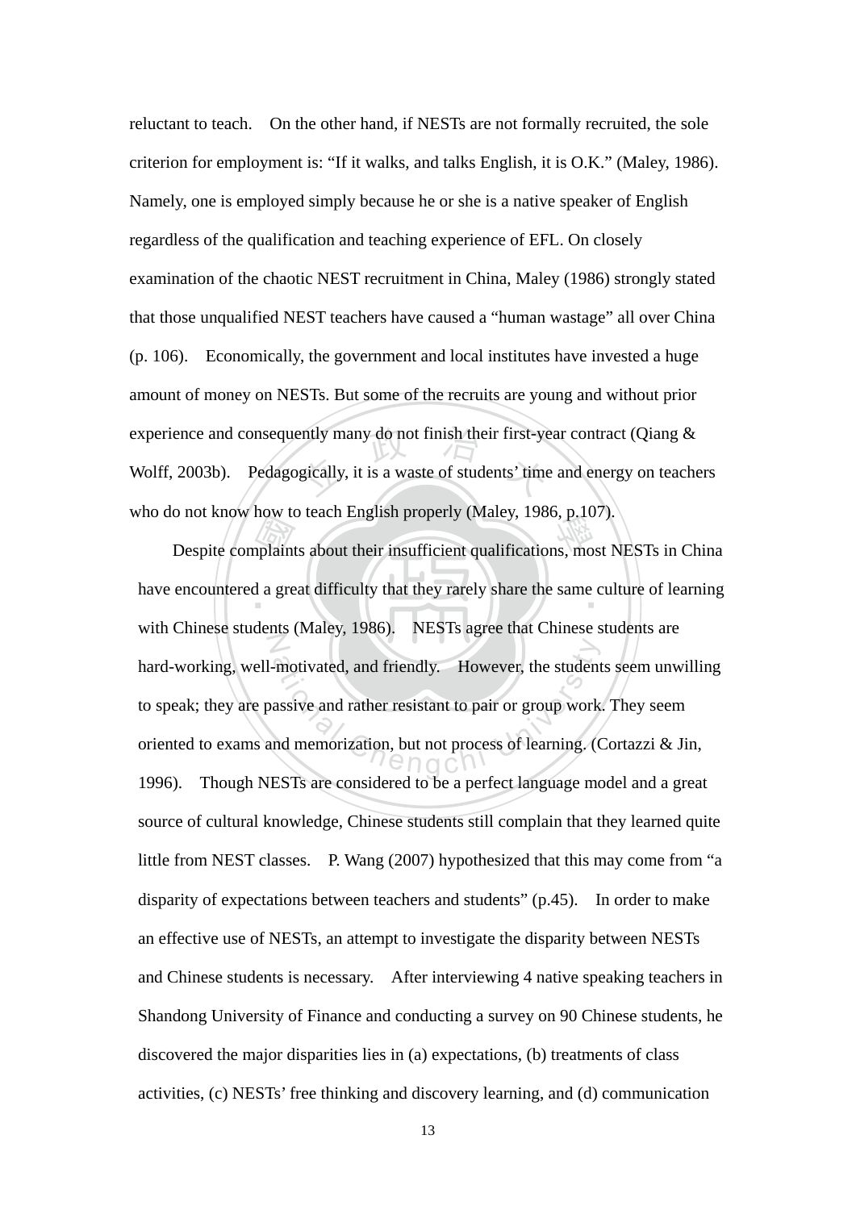reluctant to teach. On the other hand, if NESTs are not formally recruited, the sole criterion for employment is: "If it walks, and talks English, it is O.K." (Maley, 1986). Namely, one is employed simply because he or she is a native speaker of English regardless of the qualification and teaching experience of EFL. On closely examination of the chaotic NEST recruitment in China, Maley (1986) strongly stated that those unqualified NEST teachers have caused a "human wastage" all over China (p. 106). Economically, the government and local institutes have invested a huge amount of money on NESTs. But some of the recruits are young and without prior experience and consequently many do not finish their first-year contract (Qiang & Wolff, 2003b). Pedagogically, it is a waste of students' time and energy on teachers who do not know how to teach English properly (Maley, 1986, p.107).

Despite complaints about their insufficient qualifications, most NESTs in China have encountered a great difficulty that they rarely share the same culture of learning with Chinese students (Maley, 1986). NESTs agree that Chinese students are hard-working, well-motivated, and friendly. However, the students seem unwilling to speak; they are passive and rather resistant to pair or group work. They seem oriented to exams and memorization, but not process of learning. (Cortazzi & Jin, 1996). Though NESTs are considered to be a perfect language model and a great source of cultural knowledge, Chinese students still complain that they learned quite little from NEST classes. P. Wang (2007) hypothesized that this may come from "a disparity of expectations between teachers and students" (p.45). In order to make an effective use of NESTs, an attempt to investigate the disparity between NESTs and Chinese students is necessary. After interviewing 4 native speaking teachers in Shandong University of Finance and conducting a survey on 90 Chinese students, he discovered the major disparities lies in (a) expectations, (b) treatments of class activities, (c) NESTs' free thinking and discovery learning, and (d) communication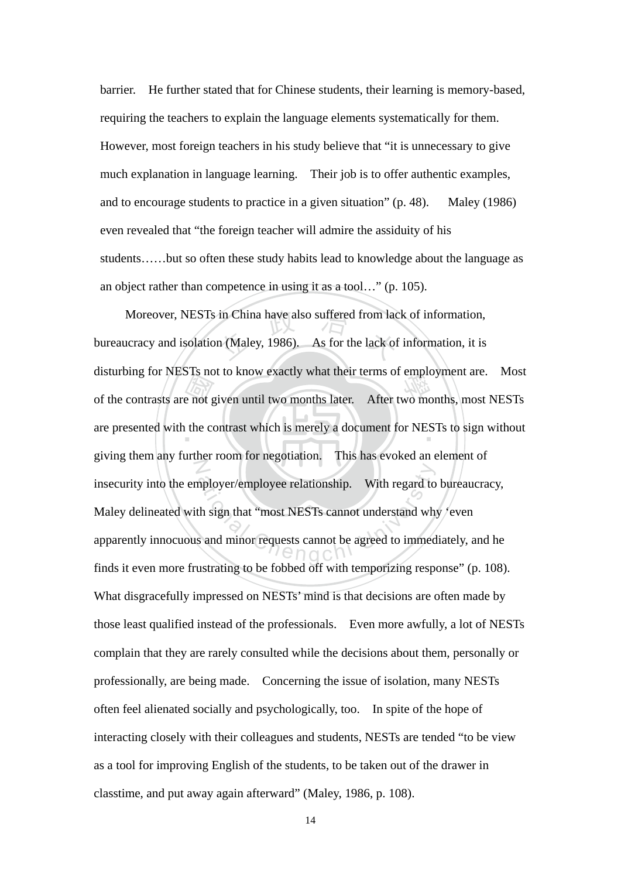barrier. He further stated that for Chinese students, their learning is memory-based, requiring the teachers to explain the language elements systematically for them. However, most foreign teachers in his study believe that "it is unnecessary to give much explanation in language learning. Their job is to offer authentic examples, and to encourage students to practice in a given situation" (p. 48). Maley (1986) even revealed that "the foreign teacher will admire the assiduity of his students……but so often these study habits lead to knowledge about the language as an object rather than competence in using it as a tool…" (p. 105).

Moreover, NESTs in China have also suffered from lack of information, bureaucracy and isolation (Maley, 1986). As for the lack of information, it is disturbing for NESTs not to know exactly what their terms of employment are. Most of the contrasts are not given until two months later. After two months, most NESTs are presented with the contrast which is merely a document for NESTs to sign without giving them any further room for negotiation. This has evoked an element of insecurity into the employer/employee relationship. With regard to bureaucracy, Maley delineated with sign that "most NESTs cannot understand why 'even apparently innocuous and minor requests cannot be agreed to immediately, and he finds it even more frustrating to be fobbed off with temporizing response" (p. 108). What disgracefully impressed on NESTs' mind is that decisions are often made by those least qualified instead of the professionals. Even more awfully, a lot of NESTs complain that they are rarely consulted while the decisions about them, personally or professionally, are being made. Concerning the issue of isolation, many NESTs often feel alienated socially and psychologically, too. In spite of the hope of interacting closely with their colleagues and students, NESTs are tended "to be view as a tool for improving English of the students, to be taken out of the drawer in classtime, and put away again afterward" (Maley, 1986, p. 108).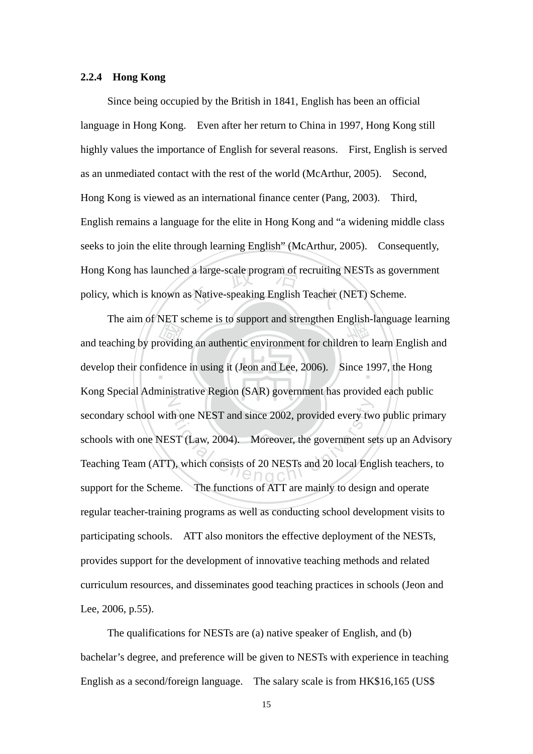### 2.2.4 Hong Kong

Since being occupied by the British in 1841, English has been an official language in Hong Kong. Even after her return to China in 1997, Hong Kong still highly values the importance of English for several reasons. First, English is served as an unmediated contact with the rest of the world (McArthur, 2005). Second, Hong Kong is viewed as an international finance center (Pang, 2003). Third, English remains a language for the elite in Hong Kong and "a widening middle class seeks to join the elite through learning English" (McArthur, 2005). Consequently, Hong Kong has launched a large-scale program of recruiting NESTs as government policy, which is known as Native-speaking English Teacher (NET) Scheme.

The aim of NET scheme is to support and strengthen English-language learning and teaching by providing an authentic environment for children to learn English and develop their confidence in using it (Jeon and Lee, 2006). Since 1997, the Hong Kong Special Administrative Region (SAR) government has provided each public secondary school with one NEST and since 2002, provided every two public primary schools with one NEST (Law, 2004). Moreover, the government sets up an Advisory Teaching Team (ATT), which consists of 20 NESTs and 20 local English teachers, to support for the Scheme. The functions of ATT are mainly to design and operate regular teacher-training programs as well as conducting school development visits to participating schools. ATT also monitors the effective deployment of the NESTs, provides support for the development of innovative teaching methods and related curriculum resources, and disseminates good teaching practices in schools (Jeon and Lee, 2006, p.55).

The qualifications for NESTs are (a) native speaker of English, and (b) bachelar's degree, and preference will be given to NESTs with experience in teaching English as a second/foreign language. The salary scale is from HK$16,165 (US$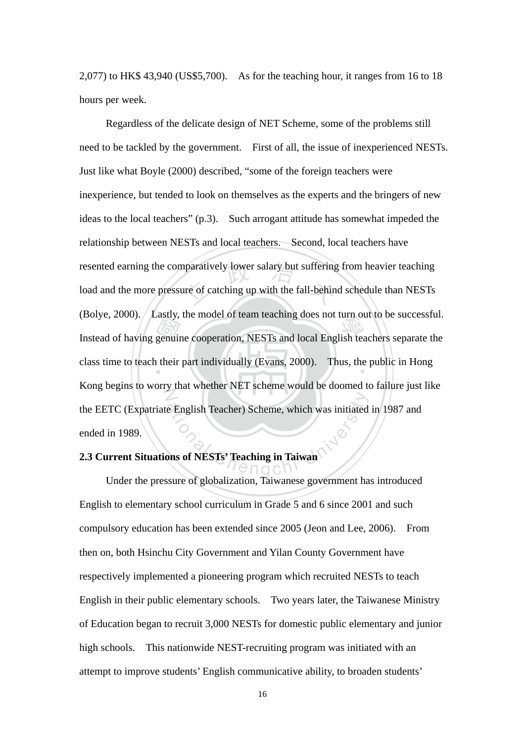2,077) to HK$ 43,940 (US$5,700). As for the teaching hour, it ranges from 16 to 18 hours per week.

Regardless of the delicate design of NET Scheme, some of the problems still need to be tackled by the government. First of all, the issue of inexperienced NESTs. Just like what Boyle (2000) described, "some of the foreign teachers were inexperience, but tended to look on themselves as the experts and the bringers of new ideas to the local teachers" (p.3). Such arrogant attitude has somewhat impeded the relationship between NESTs and local teachers. Second, local teachers have resented earning the comparatively lower salary but suffering from heavier teaching load and the more pressure of catching up with the fall-behind schedule than NESTs (Bolye, 2000). Lastly, the model of team teaching does not turn out to be successful. Instead of having genuine cooperation, NESTs and local English teachers separate the class time to teach their part individually (Evans, 2000). Thus, the public in Hong Kong begins to worry that whether NET scheme would be doomed to failure just like the EETC (Expatriate English Teacher) Scheme, which was initiated in 1987 and ended in 1989.

**2.3 Current Situations of NESTs' Teaching in Taiwan**

Under the pressure of globalization, Taiwanese government has introduced English to elementary school curriculum in Grade 5 and 6 since 2001 and such compulsory education has been extended since 2005 (Jeon and Lee, 2006). From then on, both Hsinchu City Government and Yilan County Government have respectively implemented a pioneering program which recruited NESTs to teach English in their public elementary schools. Two years later, the Taiwanese Ministry of Education began to recruit 3,000 NESTs for domestic public elementary and junior high schools. This nationwide NEST-recruiting program was initiated with an attempt to improve students' English communicative ability, to broaden students'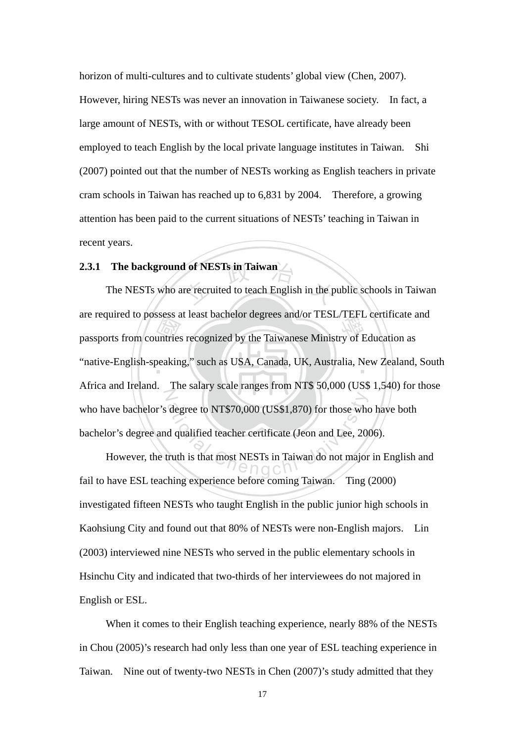horizon of multi-cultures and to cultivate students' global view (Chen, 2007). However, hiring NESTs was never an innovation in Taiwanese society. In fact, a large amount of NESTs, with or without TESOL certificate, have already been employed to teach English by the local private language institutes in Taiwan. Shi (2007) pointed out that the number of NESTs working as English teachers in private cram schools in Taiwan has reached up to 6,831 by 2004. Therefore, a growing attention has been paid to the current situations of NESTs' teaching in Taiwan in recent years.

### 2.3.1 The background of NESTs in Taiwan

The NESTs who are recruited to teach English in the public schools in Taiwan are required to possess at least bachelor degrees and/or TESL/TEFL certificate and passports from countries recognized by the Taiwanese Ministry of Education as "native-English-speaking," such as USA, Canada, UK, Australia, New Zealand, South Africa and Ireland. The salary scale ranges from NT$ 50,000 (US$ 1,540) for those who have bachelor's degree to NT$70,000 (US$1,870) for those who have both bachelor's degree and qualified teacher certificate (Jeon and Lee, 2006).

However, the truth is that most NESTs in Taiwan do not major in English and fail to have ESL teaching experience before coming Taiwan. Ting (2000) investigated fifteen NESTs who taught English in the public junior high schools in Kaohsiung City and found out that 80% of NESTs were non-English majors. Lin (2003) interviewed nine NESTs who served in the public elementary schools in Hsinchu City and indicated that two-thirds of her interviewees do not majored in English or ESL.

When it comes to their English teaching experience, nearly 88% of the NESTs in Chou (2005)'s research had only less than one year of ESL teaching experience in Taiwan. Nine out of twenty-two NESTs in Chen (2007)'s study admitted that they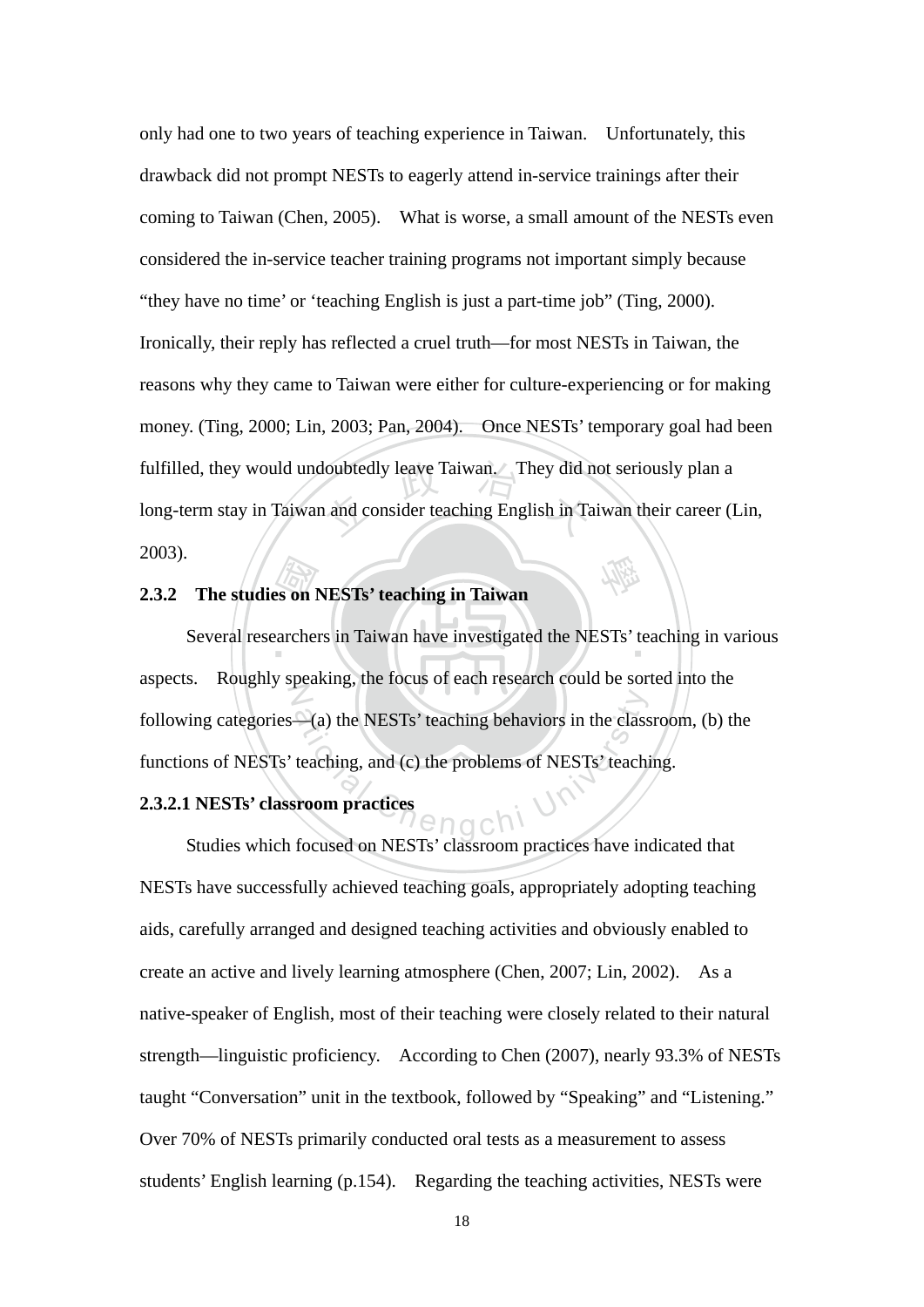only had one to two years of teaching experience in Taiwan. Unfortunately, this drawback did not prompt NESTs to eagerly attend in-service trainings after their coming to Taiwan (Chen, 2005). What is worse, a small amount of the NESTs even considered the in-service teacher training programs not important simply because "they have no time' or 'teaching English is just a part-time job" (Ting, 2000). Ironically, their reply has reflected a cruel truth—for most NESTs in Taiwan, the reasons why they came to Taiwan were either for culture-experiencing or for making money. (Ting, 2000; Lin, 2003; Pan, 2004). Once NESTs' temporary goal had been fulfilled, they would undoubtedly leave Taiwan. They did not seriously plan a long-term stay in Taiwan and consider teaching English in Taiwan their career (Lin, 2003).

### 2.3.2 The studies on NESTs' teaching in Taiwan

Several researchers in Taiwan have investigated the NESTs' teaching in various aspects. Roughly speaking, the focus of each research could be sorted into the following categories—(a) the NESTs' teaching behaviors in the classroom, (b) the functions of NESTs' teaching, and (c) the problems of NESTs' teaching.

#### 2.3.2.1 NESTs' classroom practices

Studies which focused on NESTs' classroom practices have indicated that NESTs have successfully achieved teaching goals, appropriately adopting teaching aids, carefully arranged and designed teaching activities and obviously enabled to create an active and lively learning atmosphere (Chen, 2007; Lin, 2002). As a native-speaker of English, most of their teaching were closely related to their natural strength—linguistic proficiency. According to Chen (2007), nearly 93.3% of NESTs taught "Conversation" unit in the textbook, followed by "Speaking" and "Listening." Over 70% of NESTs primarily conducted oral tests as a measurement to assess students' English learning (p.154). Regarding the teaching activities, NESTs were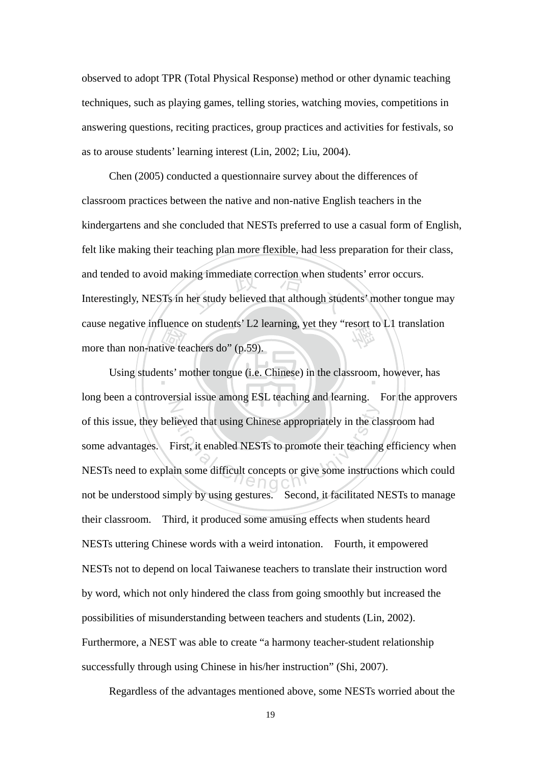observed to adopt TPR (Total Physical Response) method or other dynamic teaching techniques, such as playing games, telling stories, watching movies, competitions in answering questions, reciting practices, group practices and activities for festivals, so as to arouse students' learning interest (Lin, 2002; Liu, 2004).

Chen (2005) conducted a questionnaire survey about the differences of classroom practices between the native and non-native English teachers in the kindergartens and she concluded that NESTs preferred to use a casual form of English, felt like making their teaching plan more flexible, had less preparation for their class, and tended to avoid making immediate correction when students' error occurs. Interestingly, NESTs in her study believed that although students' mother tongue may cause negative influence on students' L2 learning, yet they "resort to L1 translation more than non-native teachers do" (p.59).

Using students' mother tongue (i.e. Chinese) in the classroom, however, has long been a controversial issue among ESL teaching and learning. For the approvers of this issue, they believed that using Chinese appropriately in the classroom had some advantages. First, it enabled NESTs to promote their teaching efficiency when NESTs need to explain some difficult concepts or give some instructions which could not be understood simply by using gestures. Second, it facilitated NESTs to manage their classroom. Third, it produced some amusing effects when students heard NESTs uttering Chinese words with a weird intonation. Fourth, it empowered NESTs not to depend on local Taiwanese teachers to translate their instruction word by word, which not only hindered the class from going smoothly but increased the possibilities of misunderstanding between teachers and students (Lin, 2002). Furthermore, a NEST was able to create "a harmony teacher-student relationship successfully through using Chinese in his/her instruction" (Shi, 2007).

Regardless of the advantages mentioned above, some NESTs worried about the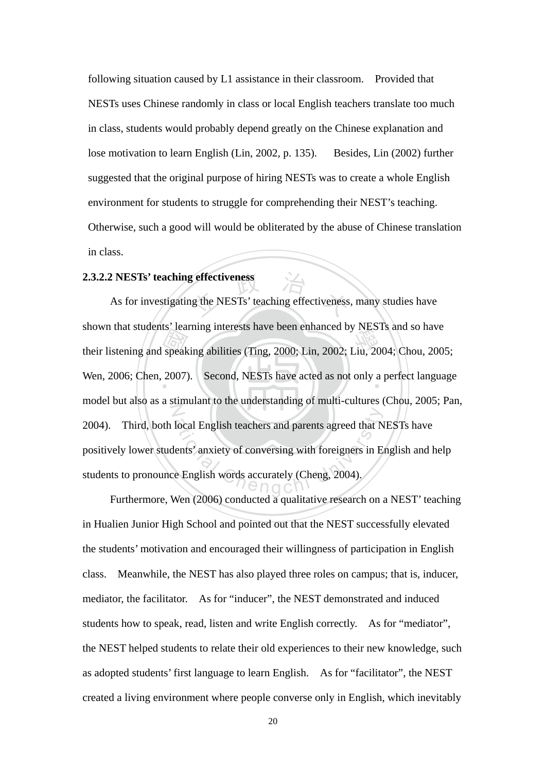following situation caused by L1 assistance in their classroom. Provided that NESTs uses Chinese randomly in class or local English teachers translate too much in class, students would probably depend greatly on the Chinese explanation and lose motivation to learn English (Lin, 2002, p. 135). Besides, Lin (2002) further suggested that the original purpose of hiring NESTs was to create a whole English environment for students to struggle for comprehending their NEST's teaching. Otherwise, such a good will would be obliterated by the abuse of Chinese translation in class.

**2.3.2.2 NESTs' teaching effectiveness**

As for investigating the NESTs' teaching effectiveness, many studies have shown that students' learning interests have been enhanced by NESTs and so have their listening and speaking abilities (Ting, 2000; Lin, 2002; Liu, 2004; Chou, 2005; Wen, 2006; Chen, 2007). Second, NESTs have acted as not only a perfect language model but also as a stimulant to the understanding of multi-cultures (Chou, 2005; Pan, 2004). Third, both local English teachers and parents agreed that NESTs have positively lower students' anxiety of conversing with foreigners in English and help students to pronounce English words accurately (Cheng, 2004).

Furthermore, Wen (2006) conducted a qualitative research on a NEST' teaching in Hualien Junior High School and pointed out that the NEST successfully elevated the students' motivation and encouraged their willingness of participation in English class. Meanwhile, the NEST has also played three roles on campus; that is, inducer, mediator, the facilitator. As for "inducer", the NEST demonstrated and induced students how to speak, read, listen and write English correctly. As for "mediator", the NEST helped students to relate their old experiences to their new knowledge, such as adopted students' first language to learn English. As for "facilitator", the NEST created a living environment where people converse only in English, which inevitably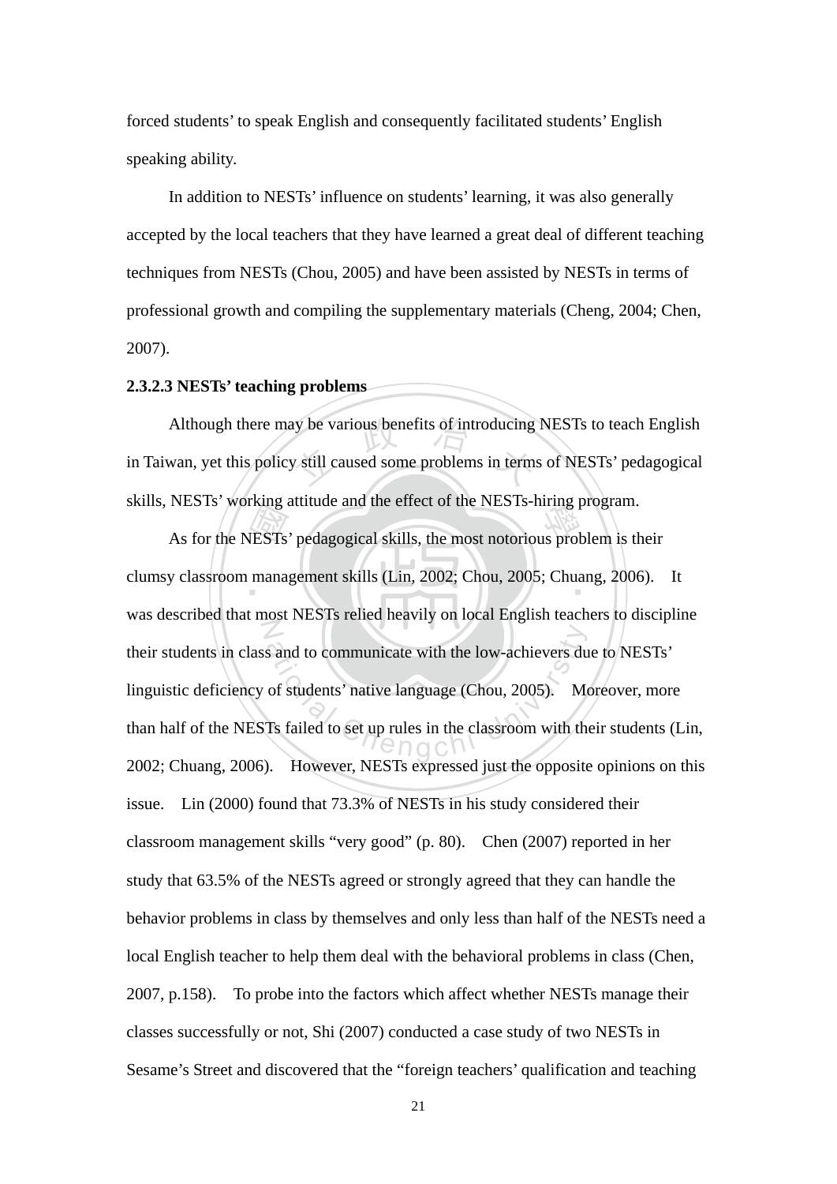forced students' to speak English and consequently facilitated students' English speaking ability.

In addition to NESTs' influence on students' learning, it was also generally accepted by the local teachers that they have learned a great deal of different teaching techniques from NESTs (Chou, 2005) and have been assisted by NESTs in terms of professional growth and compiling the supplementary materials (Cheng, 2004; Chen, 2007).

**2.3.2.3 NESTs' teaching problems**

Although there may be various benefits of introducing NESTs to teach English in Taiwan, yet this policy still caused some problems in terms of NESTs' pedagogical skills, NESTs' working attitude and the effect of the NESTs-hiring program.

As for the NESTs' pedagogical skills, the most notorious problem is their clumsy classroom management skills (Lin, 2002; Chou, 2005; Chuang, 2006). It was described that most NESTs relied heavily on local English teachers to discipline their students in class and to communicate with the low-achievers due to NESTs' linguistic deficiency of students' native language (Chou, 2005). Moreover, more than half of the NESTs failed to set up rules in the classroom with their students (Lin, 2002; Chuang, 2006). However, NESTs expressed just the opposite opinions on this issue. Lin (2000) found that 73.3% of NESTs in his study considered their classroom management skills "very good" (p. 80). Chen (2007) reported in her study that 63.5% of the NESTs agreed or strongly agreed that they can handle the behavior problems in class by themselves and only less than half of the NESTs need a local English teacher to help them deal with the behavioral problems in class (Chen, 2007, p.158). To probe into the factors which affect whether NESTs manage their classes successfully or not, Shi (2007) conducted a case study of two NESTs in Sesame's Street and discovered that the "foreign teachers' qualification and teaching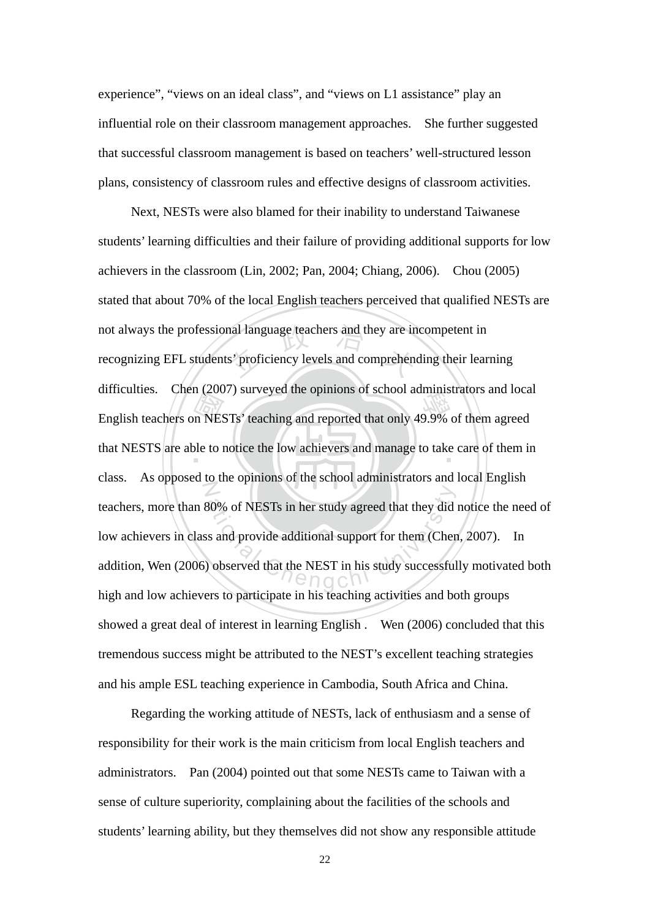experience", "views on an ideal class", and "views on L1 assistance" play an influential role on their classroom management approaches. She further suggested that successful classroom management is based on teachers' well-structured lesson plans, consistency of classroom rules and effective designs of classroom activities.

Next, NESTs were also blamed for their inability to understand Taiwanese students' learning difficulties and their failure of providing additional supports for low achievers in the classroom (Lin, 2002; Pan, 2004; Chiang, 2006). Chou (2005) stated that about 70% of the local English teachers perceived that qualified NESTs are not always the professional language teachers and they are incompetent in recognizing EFL students' proficiency levels and comprehending their learning difficulties. Chen (2007) surveyed the opinions of school administrators and local English teachers on NESTs' teaching and reported that only 49.9% of them agreed that NESTS are able to notice the low achievers and manage to take care of them in class. As opposed to the opinions of the school administrators and local English teachers, more than 80% of NESTs in her study agreed that they did notice the need of low achievers in class and provide additional support for them (Chen, 2007). In addition, Wen (2006) observed that the NEST in his study successfully motivated both high and low achievers to participate in his teaching activities and both groups showed a great deal of interest in learning English . Wen (2006) concluded that this tremendous success might be attributed to the NEST's excellent teaching strategies and his ample ESL teaching experience in Cambodia, South Africa and China.

Regarding the working attitude of NESTs, lack of enthusiasm and a sense of responsibility for their work is the main criticism from local English teachers and administrators. Pan (2004) pointed out that some NESTs came to Taiwan with a sense of culture superiority, complaining about the facilities of the schools and students' learning ability, but they themselves did not show any responsible attitude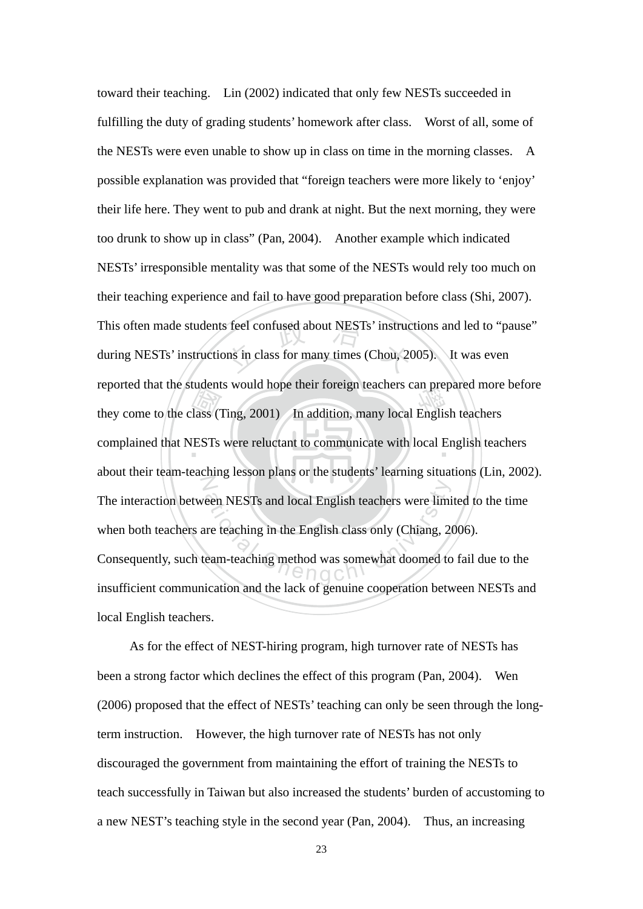toward their teaching. Lin (2002) indicated that only few NESTs succeeded in fulfilling the duty of grading students' homework after class. Worst of all, some of the NESTs were even unable to show up in class on time in the morning classes. A possible explanation was provided that "foreign teachers were more likely to 'enjoy' their life here. They went to pub and drank at night. But the next morning, they were too drunk to show up in class" (Pan, 2004). Another example which indicated NESTs' irresponsible mentality was that some of the NESTs would rely too much on their teaching experience and fail to have good preparation before class (Shi, 2007). This often made students feel confused about NESTs' instructions and led to "pause" during NESTs' instructions in class for many times (Chou, 2005). It was even reported that the students would hope their foreign teachers can prepared more before they come to the class (Ting, 2001) In addition, many local English teachers complained that NESTs were reluctant to communicate with local English teachers about their team-teaching lesson plans or the students' learning situations (Lin, 2002). The interaction between NESTs and local English teachers were limited to the time when both teachers are teaching in the English class only (Chiang, 2006). Consequently, such team-teaching method was somewhat doomed to fail due to the insufficient communication and the lack of genuine cooperation between NESTs and local English teachers.

As for the effect of NEST-hiring program, high turnover rate of NESTs has been a strong factor which declines the effect of this program (Pan, 2004). Wen (2006) proposed that the effect of NESTs' teaching can only be seen through the long-term instruction. However, the high turnover rate of NESTs has not only discouraged the government from maintaining the effort of training the NESTs to teach successfully in Taiwan but also increased the students' burden of accustoming to a new NEST's teaching style in the second year (Pan, 2004). Thus, an increasing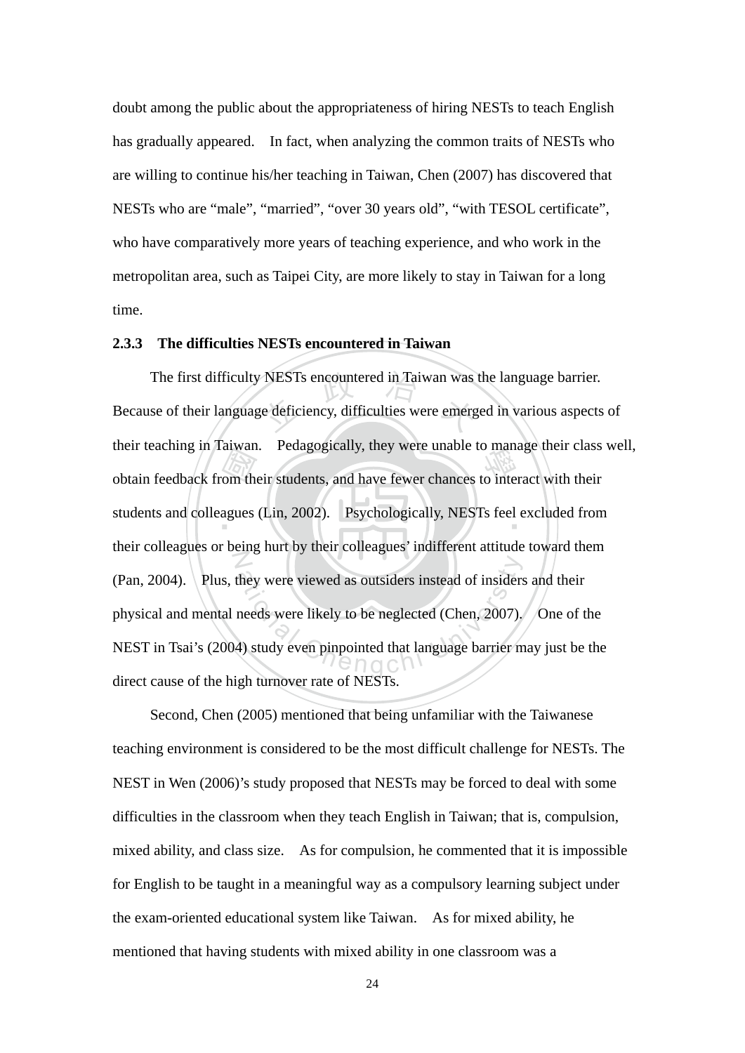doubt among the public about the appropriateness of hiring NESTs to teach English has gradually appeared. In fact, when analyzing the common traits of NESTs who are willing to continue his/her teaching in Taiwan, Chen (2007) has discovered that NESTs who are "male", "married", "over 30 years old", "with TESOL certificate", who have comparatively more years of teaching experience, and who work in the metropolitan area, such as Taipei City, are more likely to stay in Taiwan for a long time.

### 2.3.3 The difficulties NESTs encountered in Taiwan

The first difficulty NESTs encountered in Taiwan was the language barrier. Because of their language deficiency, difficulties were emerged in various aspects of their teaching in Taiwan. Pedagogically, they were unable to manage their class well, obtain feedback from their students, and have fewer chances to interact with their students and colleagues (Lin, 2002). Psychologically, NESTs feel excluded from their colleagues or being hurt by their colleagues' indifferent attitude toward them (Pan, 2004). Plus, they were viewed as outsiders instead of insiders and their physical and mental needs were likely to be neglected (Chen, 2007). One of the NEST in Tsai's (2004) study even pinpointed that language barrier may just be the direct cause of the high turnover rate of NESTs.

Second, Chen (2005) mentioned that being unfamiliar with the Taiwanese teaching environment is considered to be the most difficult challenge for NESTs. The NEST in Wen (2006)'s study proposed that NESTs may be forced to deal with some difficulties in the classroom when they teach English in Taiwan; that is, compulsion, mixed ability, and class size. As for compulsion, he commented that it is impossible for English to be taught in a meaningful way as a compulsory learning subject under the exam-oriented educational system like Taiwan. As for mixed ability, he mentioned that having students with mixed ability in one classroom was a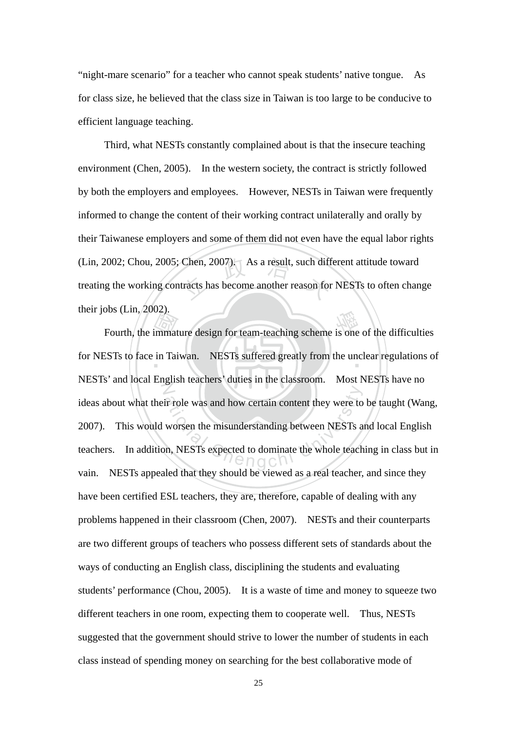"night-mare scenario" for a teacher who cannot speak students' native tongue. As for class size, he believed that the class size in Taiwan is too large to be conducive to efficient language teaching.

Third, what NESTs constantly complained about is that the insecure teaching environment (Chen, 2005). In the western society, the contract is strictly followed by both the employers and employees. However, NESTs in Taiwan were frequently informed to change the content of their working contract unilaterally and orally by their Taiwanese employers and some of them did not even have the equal labor rights (Lin, 2002; Chou, 2005; Chen, 2007). As a result, such different attitude toward treating the working contracts has become another reason for NESTs to often change their jobs (Lin, 2002).

Fourth, the immature design for team-teaching scheme is one of the difficulties for NESTs to face in Taiwan. NESTs suffered greatly from the unclear regulations of NESTs' and local English teachers' duties in the classroom. Most NESTs have no ideas about what their role was and how certain content they were to be taught (Wang, 2007). This would worsen the misunderstanding between NESTs and local English teachers. In addition, NESTs expected to dominate the whole teaching in class but in vain. NESTs appealed that they should be viewed as a real teacher, and since they have been certified ESL teachers, they are, therefore, capable of dealing with any problems happened in their classroom (Chen, 2007). NESTs and their counterparts are two different groups of teachers who possess different sets of standards about the ways of conducting an English class, disciplining the students and evaluating students' performance (Chou, 2005). It is a waste of time and money to squeeze two different teachers in one room, expecting them to cooperate well. Thus, NESTs suggested that the government should strive to lower the number of students in each class instead of spending money on searching for the best collaborative mode of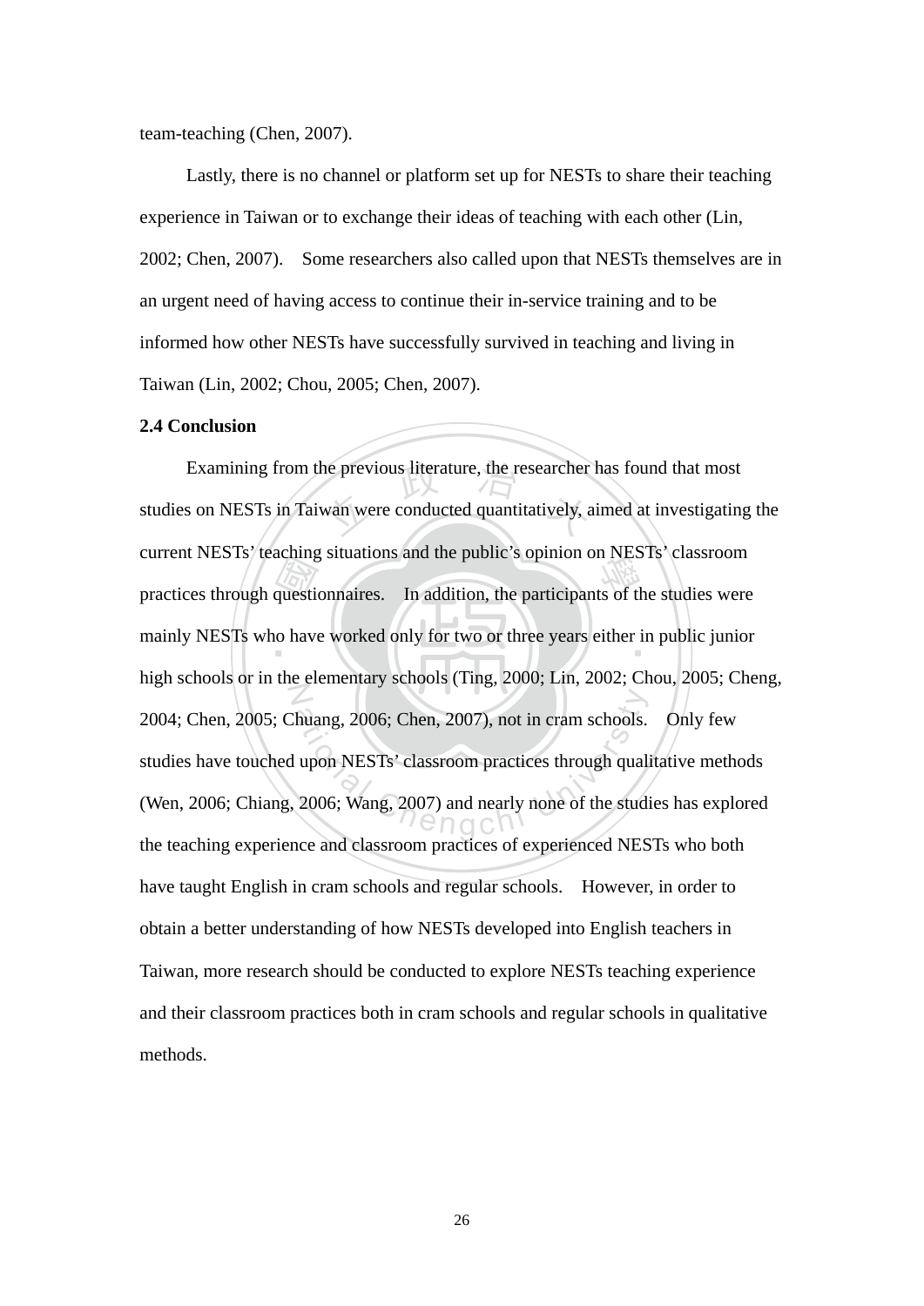team-teaching (Chen, 2007).

Lastly, there is no channel or platform set up for NESTs to share their teaching experience in Taiwan or to exchange their ideas of teaching with each other (Lin, 2002; Chen, 2007). Some researchers also called upon that NESTs themselves are in an urgent need of having access to continue their in-service training and to be informed how other NESTs have successfully survived in teaching and living in Taiwan (Lin, 2002; Chou, 2005; Chen, 2007).

**2.4 Conclusion**

Examining from the previous literature, the researcher has found that most studies on NESTs in Taiwan were conducted quantitatively, aimed at investigating the current NESTs' teaching situations and the public's opinion on NESTs' classroom practices through questionnaires. In addition, the participants of the studies were mainly NESTs who have worked only for two or three years either in public junior high schools or in the elementary schools (Ting, 2000; Lin, 2002; Chou, 2005; Cheng, 2004; Chen, 2005; Chuang, 2006; Chen, 2007), not in cram schools. Only few studies have touched upon NESTs' classroom practices through qualitative methods (Wen, 2006; Chiang, 2006; Wang, 2007) and nearly none of the studies has explored the teaching experience and classroom practices of experienced NESTs who both have taught English in cram schools and regular schools. However, in order to obtain a better understanding of how NESTs developed into English teachers in Taiwan, more research should be conducted to explore NESTs teaching experience and their classroom practices both in cram schools and regular schools in qualitative methods.